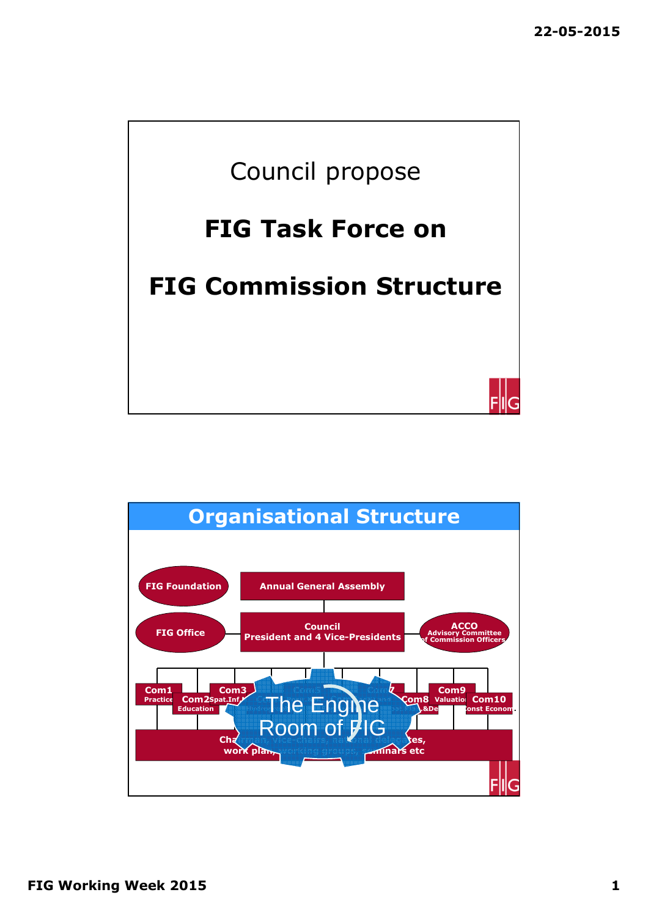Council propose

# FIG Task Force on

# FIG Commission Structure

## Organisational Structure

FIG Foundation

Annual General Assembly

FIG Office

Council
President and 4 Vice-Presidents

ACCO
Advisory Committee of Commission Officers

Com1 Practice | Com2 Education | Com3 Spat.Inf. | Com5 | Com7 | Com8 | Com9 Valuation | Com10 Const Econom.

Chairman, vice-chairs, national delegates, work plan, working groups, seminars etc

The Engine Room of FIG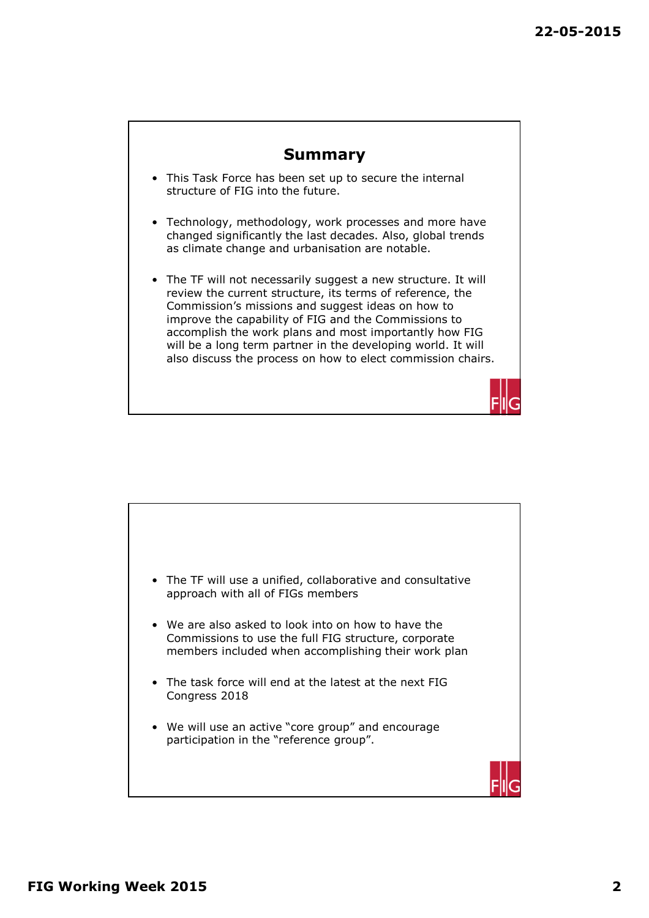## Summary

- This Task Force has been set up to secure the internal structure of FIG into the future.
- Technology, methodology, work processes and more have changed significantly the last decades. Also, global trends as climate change and urbanisation are notable.
- The TF will not necessarily suggest a new structure. It will review the current structure, its terms of reference, the Commission's missions and suggest ideas on how to improve the capability of FIG and the Commissions to accomplish the work plans and most importantly how FIG will be a long term partner in the developing world. It will also discuss the process on how to elect commission chairs.

---

- The TF will use a unified, collaborative and consultative approach with all of FIGs members
- We are also asked to look into on how to have the Commissions to use the full FIG structure, corporate members included when accomplishing their work plan
- The task force will end at the latest at the next FIG Congress 2018
- We will use an active "core group" and encourage participation in the "reference group".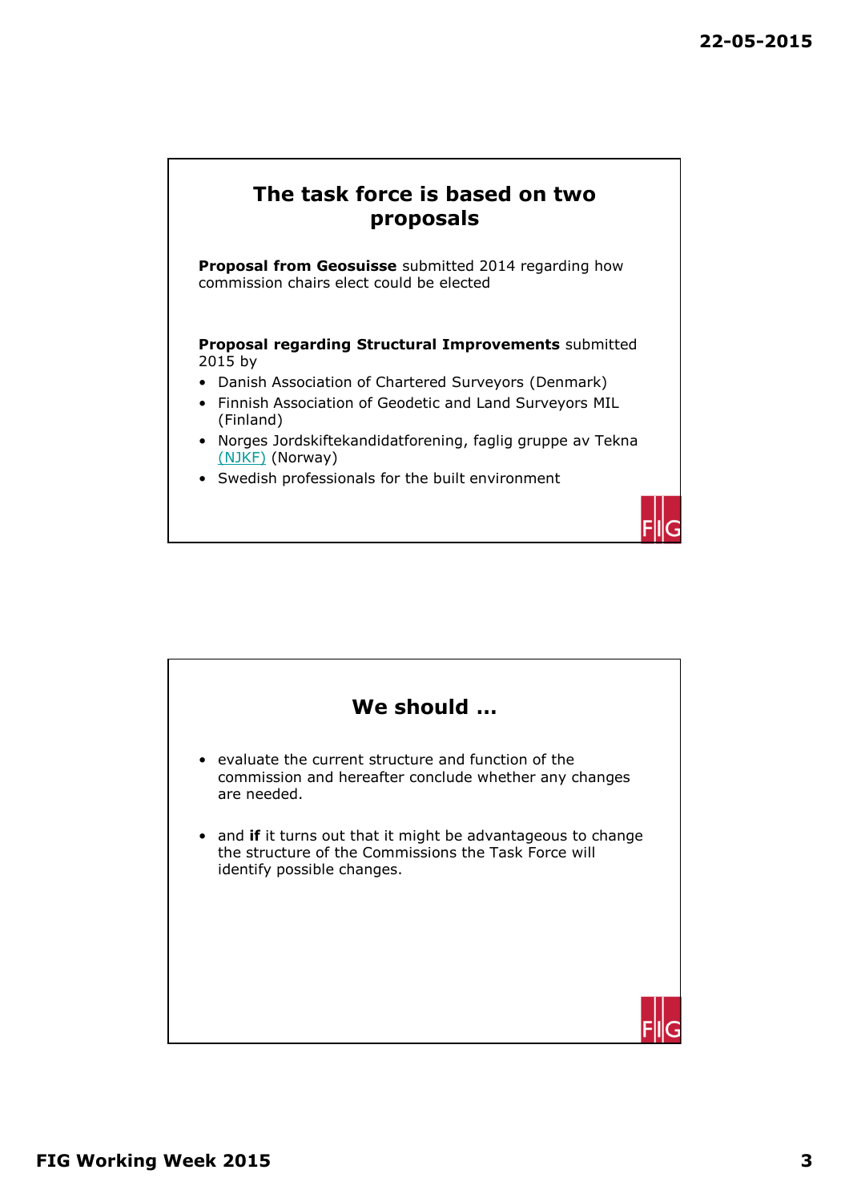## The task force is based on two proposals

**Proposal from Geosuisse** submitted 2014 regarding how commission chairs elect could be elected

**Proposal regarding Structural Improvements** submitted 2015 by

- Danish Association of Chartered Surveyors (Denmark)
- Finnish Association of Geodetic and Land Surveyors MIL (Finland)
- Norges Jordskiftekandidatforening, faglig gruppe av Tekna (NJKF) (Norway)
- Swedish professionals for the built environment

## We should …

- evaluate the current structure and function of the commission and hereafter conclude whether any changes are needed.
- and **if** it turns out that it might be advantageous to change the structure of the Commissions the Task Force will identify possible changes.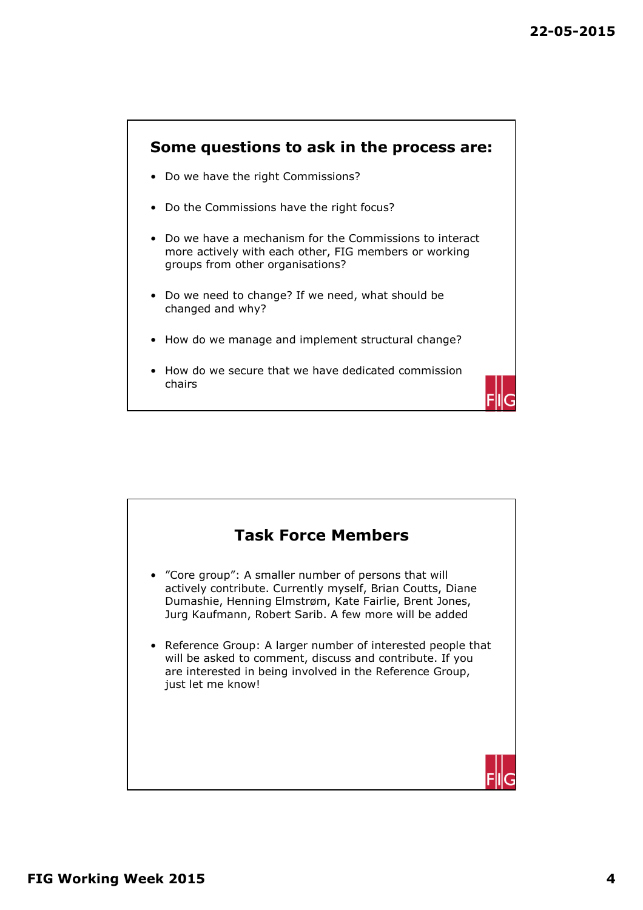## Some questions to ask in the process are:

- Do we have the right Commissions?
- Do the Commissions have the right focus?
- Do we have a mechanism for the Commissions to interact more actively with each other, FIG members or working groups from other organisations?
- Do we need to change? If we need, what should be changed and why?
- How do we manage and implement structural change?
- How do we secure that we have dedicated commission chairs

## Task Force Members

- ”Core group”: A smaller number of persons that will actively contribute. Currently myself, Brian Coutts, Diane Dumashie, Henning Elmstrøm, Kate Fairlie, Brent Jones, Jurg Kaufmann, Robert Sarib. A few more will be added
- Reference Group: A larger number of interested people that will be asked to comment, discuss and contribute. If you are interested in being involved in the Reference Group, just let me know!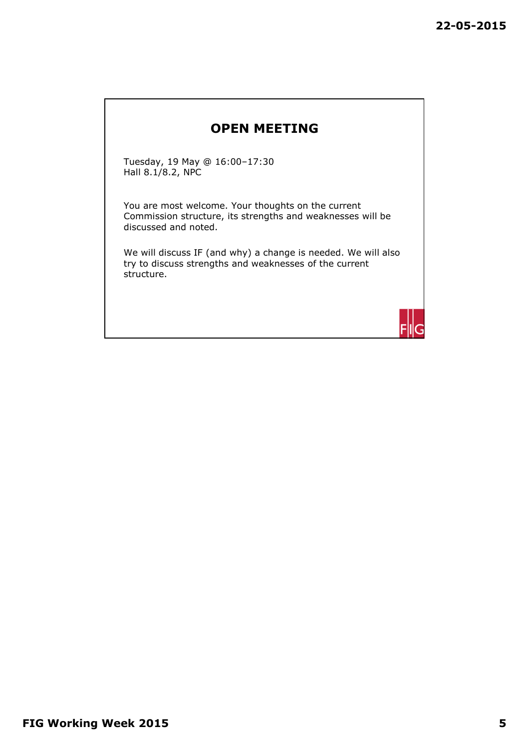## OPEN MEETING

Tuesday, 19 May @ 16:00–17:30
Hall 8.1/8.2, NPC

You are most welcome. Your thoughts on the current Commission structure, its strengths and weaknesses will be discussed and noted.

We will discuss IF (and why) a change is needed. We will also try to discuss strengths and weaknesses of the current structure.